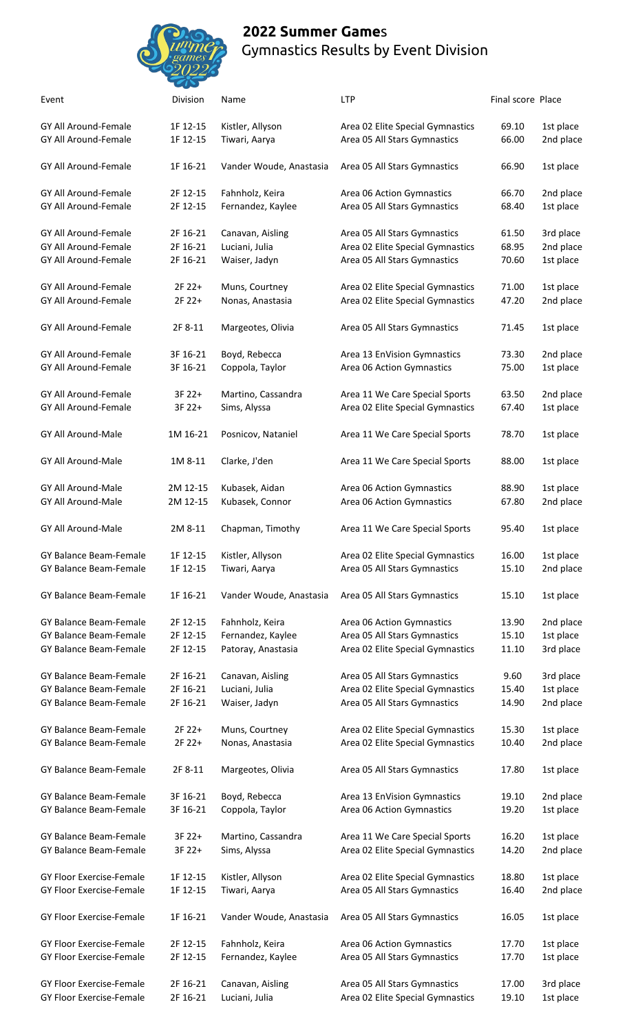# 2022 Summer Games

## Gymnastics Results by Event Division

| Event | Division | Name | LTP | Final score | Place |
| --- | --- | --- | --- | --- | --- |
| GY All Around-Female | 1F 12-15 | Kistler, Allyson | Area 02 Elite Special Gymnastics | 69.10 | 1st place |
| GY All Around-Female | 1F 12-15 | Tiwari, Aarya | Area 05 All Stars Gymnastics | 66.00 | 2nd place |
| GY All Around-Female | 1F 16-21 | Vander Woude, Anastasia | Area 05 All Stars Gymnastics | 66.90 | 1st place |
| GY All Around-Female | 2F 12-15 | Fahnholz, Keira | Area 06 Action Gymnastics | 66.70 | 2nd place |
| GY All Around-Female | 2F 12-15 | Fernandez, Kaylee | Area 05 All Stars Gymnastics | 68.40 | 1st place |
| GY All Around-Female | 2F 16-21 | Canavan, Aisling | Area 05 All Stars Gymnastics | 61.50 | 3rd place |
| GY All Around-Female | 2F 16-21 | Luciani, Julia | Area 02 Elite Special Gymnastics | 68.95 | 2nd place |
| GY All Around-Female | 2F 16-21 | Waiser, Jadyn | Area 05 All Stars Gymnastics | 70.60 | 1st place |
| GY All Around-Female | 2F 22+ | Muns, Courtney | Area 02 Elite Special Gymnastics | 71.00 | 1st place |
| GY All Around-Female | 2F 22+ | Nonas, Anastasia | Area 02 Elite Special Gymnastics | 47.20 | 2nd place |
| GY All Around-Female | 2F 8-11 | Margeotes, Olivia | Area 05 All Stars Gymnastics | 71.45 | 1st place |
| GY All Around-Female | 3F 16-21 | Boyd, Rebecca | Area 13 EnVision Gymnastics | 73.30 | 2nd place |
| GY All Around-Female | 3F 16-21 | Coppola, Taylor | Area 06 Action Gymnastics | 75.00 | 1st place |
| GY All Around-Female | 3F 22+ | Martino, Cassandra | Area 11 We Care Special Sports | 63.50 | 2nd place |
| GY All Around-Female | 3F 22+ | Sims, Alyssa | Area 02 Elite Special Gymnastics | 67.40 | 1st place |
| GY All Around-Male | 1M 16-21 | Posnicov, Nataniel | Area 11 We Care Special Sports | 78.70 | 1st place |
| GY All Around-Male | 1M 8-11 | Clarke, J'den | Area 11 We Care Special Sports | 88.00 | 1st place |
| GY All Around-Male | 2M 12-15 | Kubasek, Aidan | Area 06 Action Gymnastics | 88.90 | 1st place |
| GY All Around-Male | 2M 12-15 | Kubasek, Connor | Area 06 Action Gymnastics | 67.80 | 2nd place |
| GY All Around-Male | 2M 8-11 | Chapman, Timothy | Area 11 We Care Special Sports | 95.40 | 1st place |
| GY Balance Beam-Female | 1F 12-15 | Kistler, Allyson | Area 02 Elite Special Gymnastics | 16.00 | 1st place |
| GY Balance Beam-Female | 1F 12-15 | Tiwari, Aarya | Area 05 All Stars Gymnastics | 15.10 | 2nd place |
| GY Balance Beam-Female | 1F 16-21 | Vander Woude, Anastasia | Area 05 All Stars Gymnastics | 15.10 | 1st place |
| GY Balance Beam-Female | 2F 12-15 | Fahnholz, Keira | Area 06 Action Gymnastics | 13.90 | 2nd place |
| GY Balance Beam-Female | 2F 12-15 | Fernandez, Kaylee | Area 05 All Stars Gymnastics | 15.10 | 1st place |
| GY Balance Beam-Female | 2F 12-15 | Patoray, Anastasia | Area 02 Elite Special Gymnastics | 11.10 | 3rd place |
| GY Balance Beam-Female | 2F 16-21 | Canavan, Aisling | Area 05 All Stars Gymnastics | 9.60 | 3rd place |
| GY Balance Beam-Female | 2F 16-21 | Luciani, Julia | Area 02 Elite Special Gymnastics | 15.40 | 1st place |
| GY Balance Beam-Female | 2F 16-21 | Waiser, Jadyn | Area 05 All Stars Gymnastics | 14.90 | 2nd place |
| GY Balance Beam-Female | 2F 22+ | Muns, Courtney | Area 02 Elite Special Gymnastics | 15.30 | 1st place |
| GY Balance Beam-Female | 2F 22+ | Nonas, Anastasia | Area 02 Elite Special Gymnastics | 10.40 | 2nd place |
| GY Balance Beam-Female | 2F 8-11 | Margeotes, Olivia | Area 05 All Stars Gymnastics | 17.80 | 1st place |
| GY Balance Beam-Female | 3F 16-21 | Boyd, Rebecca | Area 13 EnVision Gymnastics | 19.10 | 2nd place |
| GY Balance Beam-Female | 3F 16-21 | Coppola, Taylor | Area 06 Action Gymnastics | 19.20 | 1st place |
| GY Balance Beam-Female | 3F 22+ | Martino, Cassandra | Area 11 We Care Special Sports | 16.20 | 1st place |
| GY Balance Beam-Female | 3F 22+ | Sims, Alyssa | Area 02 Elite Special Gymnastics | 14.20 | 2nd place |
| GY Floor Exercise-Female | 1F 12-15 | Kistler, Allyson | Area 02 Elite Special Gymnastics | 18.80 | 1st place |
| GY Floor Exercise-Female | 1F 12-15 | Tiwari, Aarya | Area 05 All Stars Gymnastics | 16.40 | 2nd place |
| GY Floor Exercise-Female | 1F 16-21 | Vander Woude, Anastasia | Area 05 All Stars Gymnastics | 16.05 | 1st place |
| GY Floor Exercise-Female | 2F 12-15 | Fahnholz, Keira | Area 06 Action Gymnastics | 17.70 | 1st place |
| GY Floor Exercise-Female | 2F 12-15 | Fernandez, Kaylee | Area 05 All Stars Gymnastics | 17.70 | 1st place |
| GY Floor Exercise-Female | 2F 16-21 | Canavan, Aisling | Area 05 All Stars Gymnastics | 17.00 | 3rd place |
| GY Floor Exercise-Female | 2F 16-21 | Luciani, Julia | Area 02 Elite Special Gymnastics | 19.10 | 1st place |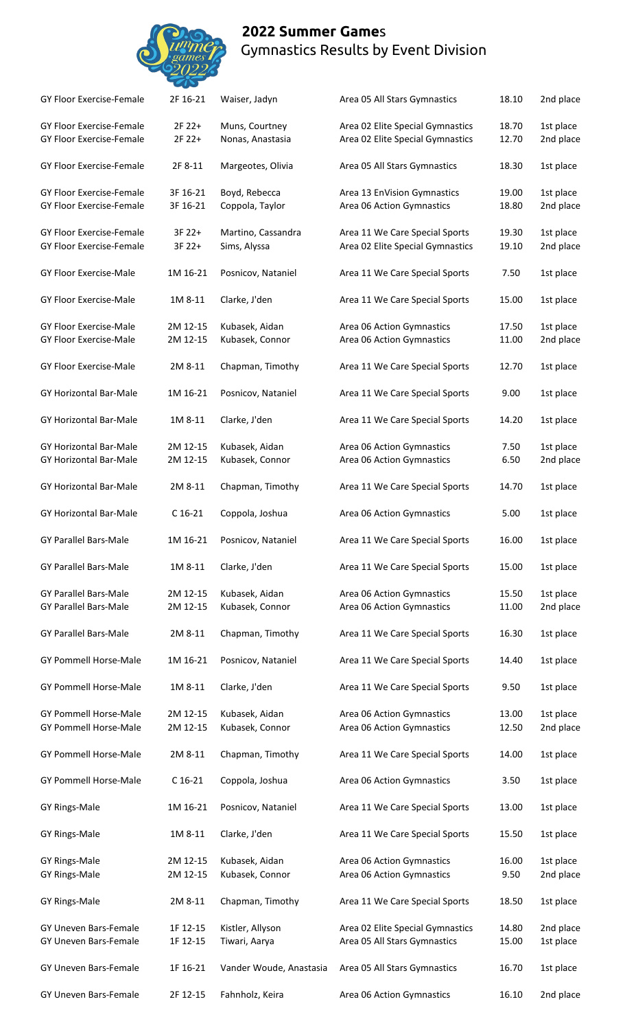## 2022 Summer Games
Gymnastics Results by Event Division

| | | | | | |
|---|---|---|---|---|---|
| GY Floor Exercise-Female | 2F 16-21 | Waiser, Jadyn | Area 05 All Stars Gymnastics | 18.10 | 2nd place |
| GY Floor Exercise-Female | 2F 22+ | Muns, Courtney | Area 02 Elite Special Gymnastics | 18.70 | 1st place |
| GY Floor Exercise-Female | 2F 22+ | Nonas, Anastasia | Area 02 Elite Special Gymnastics | 12.70 | 2nd place |
| GY Floor Exercise-Female | 2F 8-11 | Margeotes, Olivia | Area 05 All Stars Gymnastics | 18.30 | 1st place |
| GY Floor Exercise-Female | 3F 16-21 | Boyd, Rebecca | Area 13 EnVision Gymnastics | 19.00 | 1st place |
| GY Floor Exercise-Female | 3F 16-21 | Coppola, Taylor | Area 06 Action Gymnastics | 18.80 | 2nd place |
| GY Floor Exercise-Female | 3F 22+ | Martino, Cassandra | Area 11 We Care Special Sports | 19.30 | 1st place |
| GY Floor Exercise-Female | 3F 22+ | Sims, Alyssa | Area 02 Elite Special Gymnastics | 19.10 | 2nd place |
| GY Floor Exercise-Male | 1M 16-21 | Posnicov, Nataniel | Area 11 We Care Special Sports | 7.50 | 1st place |
| GY Floor Exercise-Male | 1M 8-11 | Clarke, J'den | Area 11 We Care Special Sports | 15.00 | 1st place |
| GY Floor Exercise-Male | 2M 12-15 | Kubasek, Aidan | Area 06 Action Gymnastics | 17.50 | 1st place |
| GY Floor Exercise-Male | 2M 12-15 | Kubasek, Connor | Area 06 Action Gymnastics | 11.00 | 2nd place |
| GY Floor Exercise-Male | 2M 8-11 | Chapman, Timothy | Area 11 We Care Special Sports | 12.70 | 1st place |
| GY Horizontal Bar-Male | 1M 16-21 | Posnicov, Nataniel | Area 11 We Care Special Sports | 9.00 | 1st place |
| GY Horizontal Bar-Male | 1M 8-11 | Clarke, J'den | Area 11 We Care Special Sports | 14.20 | 1st place |
| GY Horizontal Bar-Male | 2M 12-15 | Kubasek, Aidan | Area 06 Action Gymnastics | 7.50 | 1st place |
| GY Horizontal Bar-Male | 2M 12-15 | Kubasek, Connor | Area 06 Action Gymnastics | 6.50 | 2nd place |
| GY Horizontal Bar-Male | 2M 8-11 | Chapman, Timothy | Area 11 We Care Special Sports | 14.70 | 1st place |
| GY Horizontal Bar-Male | C 16-21 | Coppola, Joshua | Area 06 Action Gymnastics | 5.00 | 1st place |
| GY Parallel Bars-Male | 1M 16-21 | Posnicov, Nataniel | Area 11 We Care Special Sports | 16.00 | 1st place |
| GY Parallel Bars-Male | 1M 8-11 | Clarke, J'den | Area 11 We Care Special Sports | 15.00 | 1st place |
| GY Parallel Bars-Male | 2M 12-15 | Kubasek, Aidan | Area 06 Action Gymnastics | 15.50 | 1st place |
| GY Parallel Bars-Male | 2M 12-15 | Kubasek, Connor | Area 06 Action Gymnastics | 11.00 | 2nd place |
| GY Parallel Bars-Male | 2M 8-11 | Chapman, Timothy | Area 11 We Care Special Sports | 16.30 | 1st place |
| GY Pommell Horse-Male | 1M 16-21 | Posnicov, Nataniel | Area 11 We Care Special Sports | 14.40 | 1st place |
| GY Pommell Horse-Male | 1M 8-11 | Clarke, J'den | Area 11 We Care Special Sports | 9.50 | 1st place |
| GY Pommell Horse-Male | 2M 12-15 | Kubasek, Aidan | Area 06 Action Gymnastics | 13.00 | 1st place |
| GY Pommell Horse-Male | 2M 12-15 | Kubasek, Connor | Area 06 Action Gymnastics | 12.50 | 2nd place |
| GY Pommell Horse-Male | 2M 8-11 | Chapman, Timothy | Area 11 We Care Special Sports | 14.00 | 1st place |
| GY Pommell Horse-Male | C 16-21 | Coppola, Joshua | Area 06 Action Gymnastics | 3.50 | 1st place |
| GY Rings-Male | 1M 16-21 | Posnicov, Nataniel | Area 11 We Care Special Sports | 13.00 | 1st place |
| GY Rings-Male | 1M 8-11 | Clarke, J'den | Area 11 We Care Special Sports | 15.50 | 1st place |
| GY Rings-Male | 2M 12-15 | Kubasek, Aidan | Area 06 Action Gymnastics | 16.00 | 1st place |
| GY Rings-Male | 2M 12-15 | Kubasek, Connor | Area 06 Action Gymnastics | 9.50 | 2nd place |
| GY Rings-Male | 2M 8-11 | Chapman, Timothy | Area 11 We Care Special Sports | 18.50 | 1st place |
| GY Uneven Bars-Female | 1F 12-15 | Kistler, Allyson | Area 02 Elite Special Gymnastics | 14.80 | 2nd place |
| GY Uneven Bars-Female | 1F 12-15 | Tiwari, Aarya | Area 05 All Stars Gymnastics | 15.00 | 1st place |
| GY Uneven Bars-Female | 1F 16-21 | Vander Woude, Anastasia | Area 05 All Stars Gymnastics | 16.70 | 1st place |
| GY Uneven Bars-Female | 2F 12-15 | Fahnholz, Keira | Area 06 Action Gymnastics | 16.10 | 2nd place |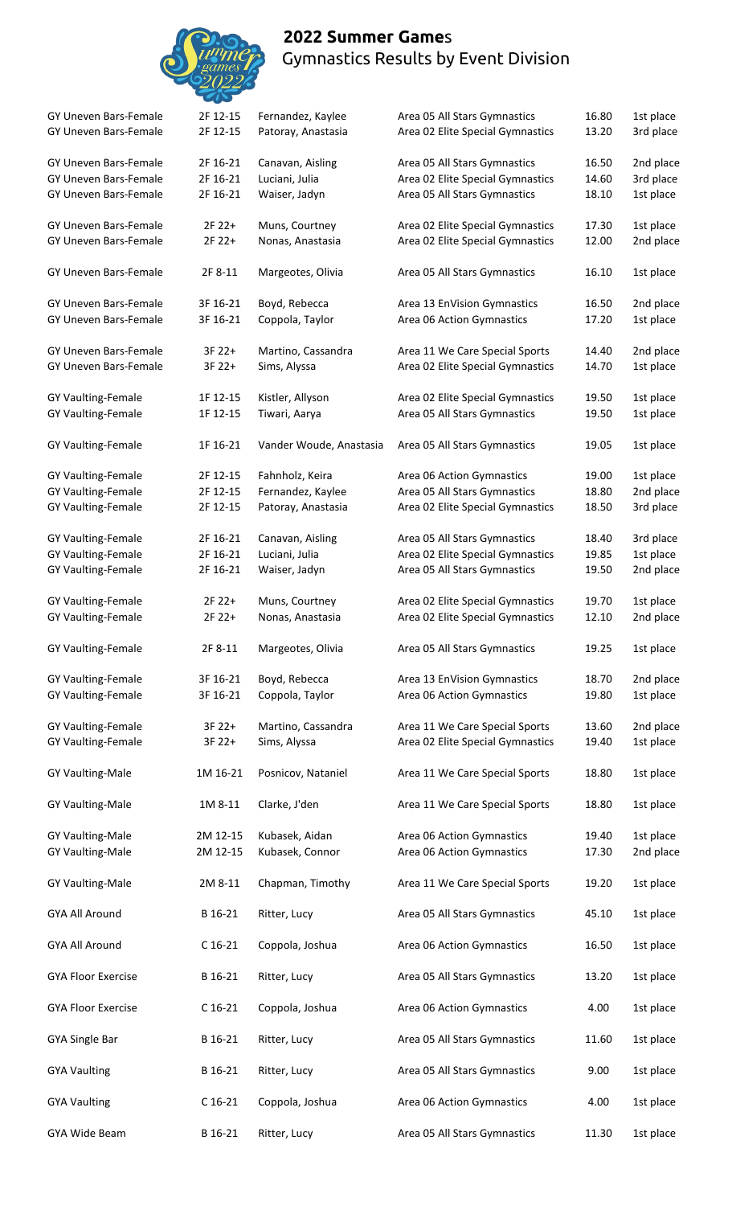# 2022 Summer Games
## Gymnastics Results by Event Division

| | | | | | |
|---|---|---|---|---|---|
| GY Uneven Bars-Female | 2F 12-15 | Fernandez, Kaylee | Area 05 All Stars Gymnastics | 16.80 | 1st place |
| GY Uneven Bars-Female | 2F 12-15 | Patoray, Anastasia | Area 02 Elite Special Gymnastics | 13.20 | 3rd place |
| GY Uneven Bars-Female | 2F 16-21 | Canavan, Aisling | Area 05 All Stars Gymnastics | 16.50 | 2nd place |
| GY Uneven Bars-Female | 2F 16-21 | Luciani, Julia | Area 02 Elite Special Gymnastics | 14.60 | 3rd place |
| GY Uneven Bars-Female | 2F 16-21 | Waiser, Jadyn | Area 05 All Stars Gymnastics | 18.10 | 1st place |
| GY Uneven Bars-Female | 2F 22+ | Muns, Courtney | Area 02 Elite Special Gymnastics | 17.30 | 1st place |
| GY Uneven Bars-Female | 2F 22+ | Nonas, Anastasia | Area 02 Elite Special Gymnastics | 12.00 | 2nd place |
| GY Uneven Bars-Female | 2F 8-11 | Margeotes, Olivia | Area 05 All Stars Gymnastics | 16.10 | 1st place |
| GY Uneven Bars-Female | 3F 16-21 | Boyd, Rebecca | Area 13 EnVision Gymnastics | 16.50 | 2nd place |
| GY Uneven Bars-Female | 3F 16-21 | Coppola, Taylor | Area 06 Action Gymnastics | 17.20 | 1st place |
| GY Uneven Bars-Female | 3F 22+ | Martino, Cassandra | Area 11 We Care Special Sports | 14.40 | 2nd place |
| GY Uneven Bars-Female | 3F 22+ | Sims, Alyssa | Area 02 Elite Special Gymnastics | 14.70 | 1st place |
| GY Vaulting-Female | 1F 12-15 | Kistler, Allyson | Area 02 Elite Special Gymnastics | 19.50 | 1st place |
| GY Vaulting-Female | 1F 12-15 | Tiwari, Aarya | Area 05 All Stars Gymnastics | 19.50 | 1st place |
| GY Vaulting-Female | 1F 16-21 | Vander Woude, Anastasia | Area 05 All Stars Gymnastics | 19.05 | 1st place |
| GY Vaulting-Female | 2F 12-15 | Fahnholz, Keira | Area 06 Action Gymnastics | 19.00 | 1st place |
| GY Vaulting-Female | 2F 12-15 | Fernandez, Kaylee | Area 05 All Stars Gymnastics | 18.80 | 2nd place |
| GY Vaulting-Female | 2F 12-15 | Patoray, Anastasia | Area 02 Elite Special Gymnastics | 18.50 | 3rd place |
| GY Vaulting-Female | 2F 16-21 | Canavan, Aisling | Area 05 All Stars Gymnastics | 18.40 | 3rd place |
| GY Vaulting-Female | 2F 16-21 | Luciani, Julia | Area 02 Elite Special Gymnastics | 19.85 | 1st place |
| GY Vaulting-Female | 2F 16-21 | Waiser, Jadyn | Area 05 All Stars Gymnastics | 19.50 | 2nd place |
| GY Vaulting-Female | 2F 22+ | Muns, Courtney | Area 02 Elite Special Gymnastics | 19.70 | 1st place |
| GY Vaulting-Female | 2F 22+ | Nonas, Anastasia | Area 02 Elite Special Gymnastics | 12.10 | 2nd place |
| GY Vaulting-Female | 2F 8-11 | Margeotes, Olivia | Area 05 All Stars Gymnastics | 19.25 | 1st place |
| GY Vaulting-Female | 3F 16-21 | Boyd, Rebecca | Area 13 EnVision Gymnastics | 18.70 | 2nd place |
| GY Vaulting-Female | 3F 16-21 | Coppola, Taylor | Area 06 Action Gymnastics | 19.80 | 1st place |
| GY Vaulting-Female | 3F 22+ | Martino, Cassandra | Area 11 We Care Special Sports | 13.60 | 2nd place |
| GY Vaulting-Female | 3F 22+ | Sims, Alyssa | Area 02 Elite Special Gymnastics | 19.40 | 1st place |
| GY Vaulting-Male | 1M 16-21 | Posnicov, Nataniel | Area 11 We Care Special Sports | 18.80 | 1st place |
| GY Vaulting-Male | 1M 8-11 | Clarke, J'den | Area 11 We Care Special Sports | 18.80 | 1st place |
| GY Vaulting-Male | 2M 12-15 | Kubasek, Aidan | Area 06 Action Gymnastics | 19.40 | 1st place |
| GY Vaulting-Male | 2M 12-15 | Kubasek, Connor | Area 06 Action Gymnastics | 17.30 | 2nd place |
| GY Vaulting-Male | 2M 8-11 | Chapman, Timothy | Area 11 We Care Special Sports | 19.20 | 1st place |
| GYA All Around | B 16-21 | Ritter, Lucy | Area 05 All Stars Gymnastics | 45.10 | 1st place |
| GYA All Around | C 16-21 | Coppola, Joshua | Area 06 Action Gymnastics | 16.50 | 1st place |
| GYA Floor Exercise | B 16-21 | Ritter, Lucy | Area 05 All Stars Gymnastics | 13.20 | 1st place |
| GYA Floor Exercise | C 16-21 | Coppola, Joshua | Area 06 Action Gymnastics | 4.00 | 1st place |
| GYA Single Bar | B 16-21 | Ritter, Lucy | Area 05 All Stars Gymnastics | 11.60 | 1st place |
| GYA Vaulting | B 16-21 | Ritter, Lucy | Area 05 All Stars Gymnastics | 9.00 | 1st place |
| GYA Vaulting | C 16-21 | Coppola, Joshua | Area 06 Action Gymnastics | 4.00 | 1st place |
| GYA Wide Beam | B 16-21 | Ritter, Lucy | Area 05 All Stars Gymnastics | 11.30 | 1st place |